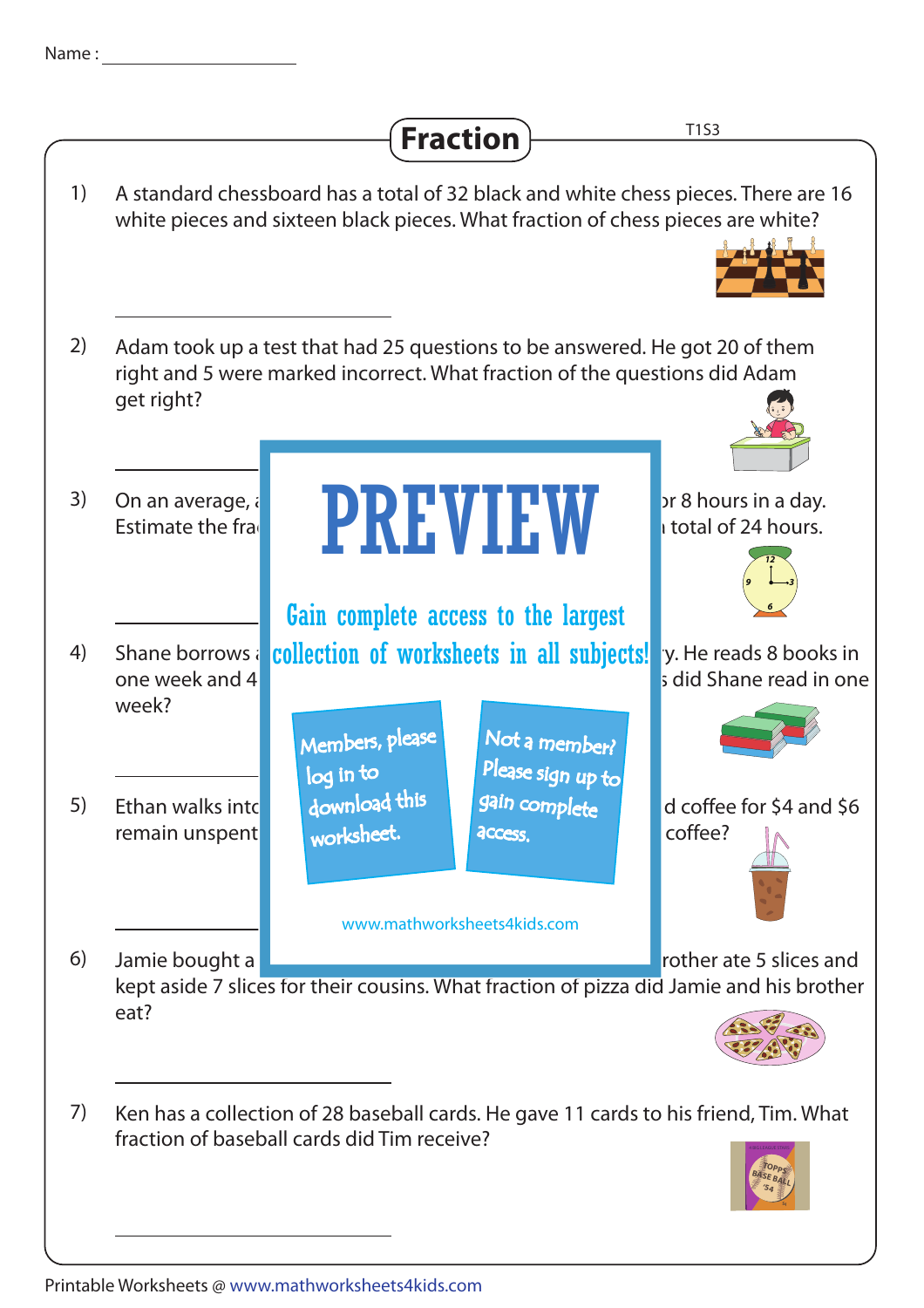Name : ____________________

# Fraction

T1S3

1) A standard chessboard has a total of 32 black and white chess pieces. There are 16 white pieces and sixteen black pieces. What fraction of chess pieces are white?

______________________

2) Adam took up a test that had 25 questions to be answered. He got 20 of them right and 5 were marked incorrect. What fraction of the questions did Adam get right?

______________________

3) On an average, a ... or 8 hours in a day. Estimate the fra... total of 24 hours.

______________________

4) Shane borrows ... y. He reads 8 books in one week and 4 ... did Shane read in one week?

______________________

5) Ethan walks into ... d coffee for $4 and $6 remain unspent ... coffee?

______________________

PREVIEW

Gain complete access to the largest collection of worksheets in all subjects!

Members, please log in to download this worksheet.

Not a member? Please sign up to gain complete access.

www.mathworksheets4kids.com

6) Jamie bought a ... rother ate 5 slices and kept aside 7 slices for their cousins. What fraction of pizza did Jamie and his brother eat?

______________________

7) Ken has a collection of 28 baseball cards. He gave 11 cards to his friend, Tim. What fraction of baseball cards did Tim receive?

______________________

Printable Worksheets @ www.mathworksheets4kids.com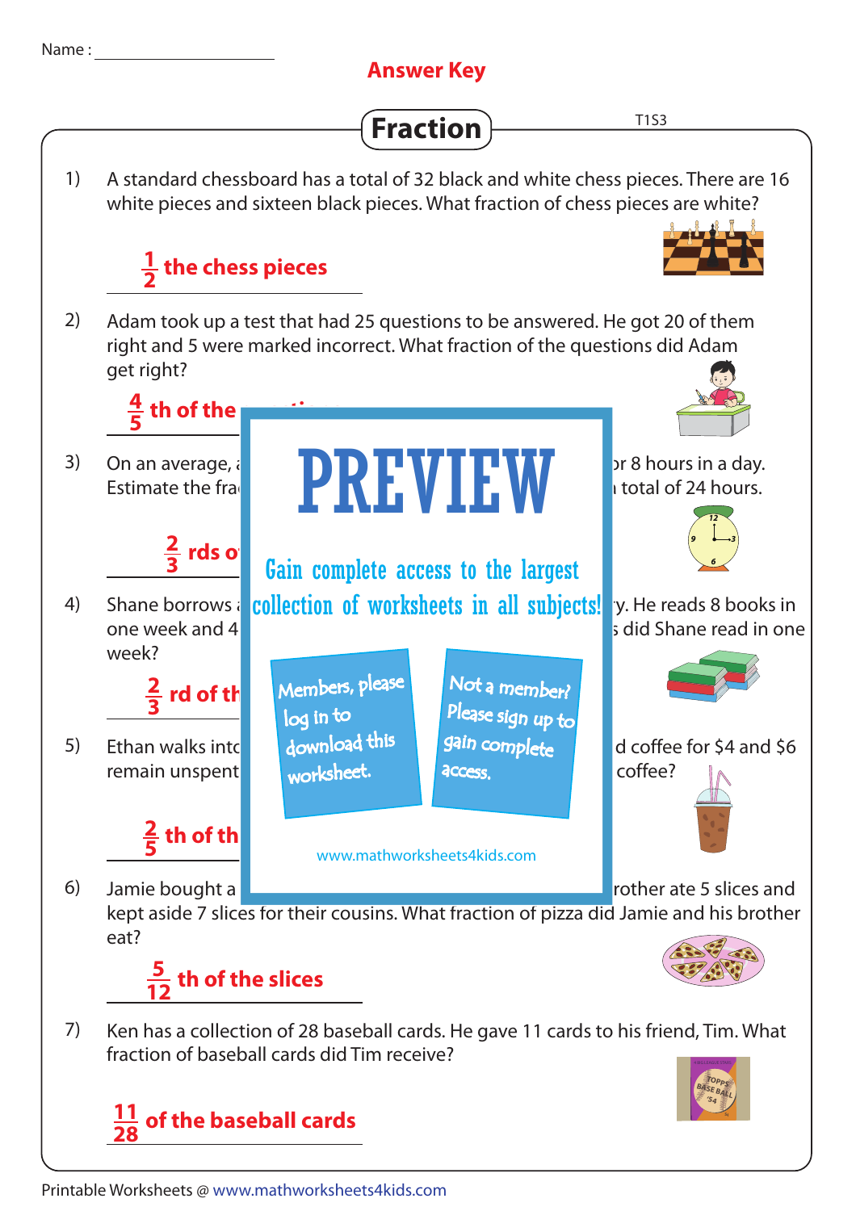Name : ____________________

**Answer Key**

# Fraction

T1S3

1) A standard chessboard has a total of 32 black and white chess pieces. There are 16 white pieces and sixteen black pieces. What fraction of chess pieces are white?

$\frac{1}{2}$ **the chess pieces**

2) Adam took up a test that had 25 questions to be answered. He got 20 of them right and 5 were marked incorrect. What fraction of the questions did Adam get right?

$\frac{4}{5}$ **th of the**

3) On an average, a ... or 8 hours in a day. Estimate the fra... total of 24 hours.

$\frac{2}{3}$ **rds o**

4) Shane borrows ... y. He reads 8 books in one week and 4 ... did Shane read in one week?

$\frac{2}{3}$ **rd of th**

5) Ethan walks into ... d coffee for $4 and $6 remain unspent ... coffee?

$\frac{2}{5}$ **th of th**

PREVIEW

Gain complete access to the largest collection of worksheets in all subjects!

Members, please log in to download this worksheet.

Not a member? Please sign up to gain complete access.

www.mathworksheets4kids.com

6) Jamie bought a ... rother ate 5 slices and kept aside 7 slices for their cousins. What fraction of pizza did Jamie and his brother eat?

$\frac{5}{12}$ **th of the slices**

7) Ken has a collection of 28 baseball cards. He gave 11 cards to his friend, Tim. What fraction of baseball cards did Tim receive?

$\frac{11}{28}$ **of the baseball cards**